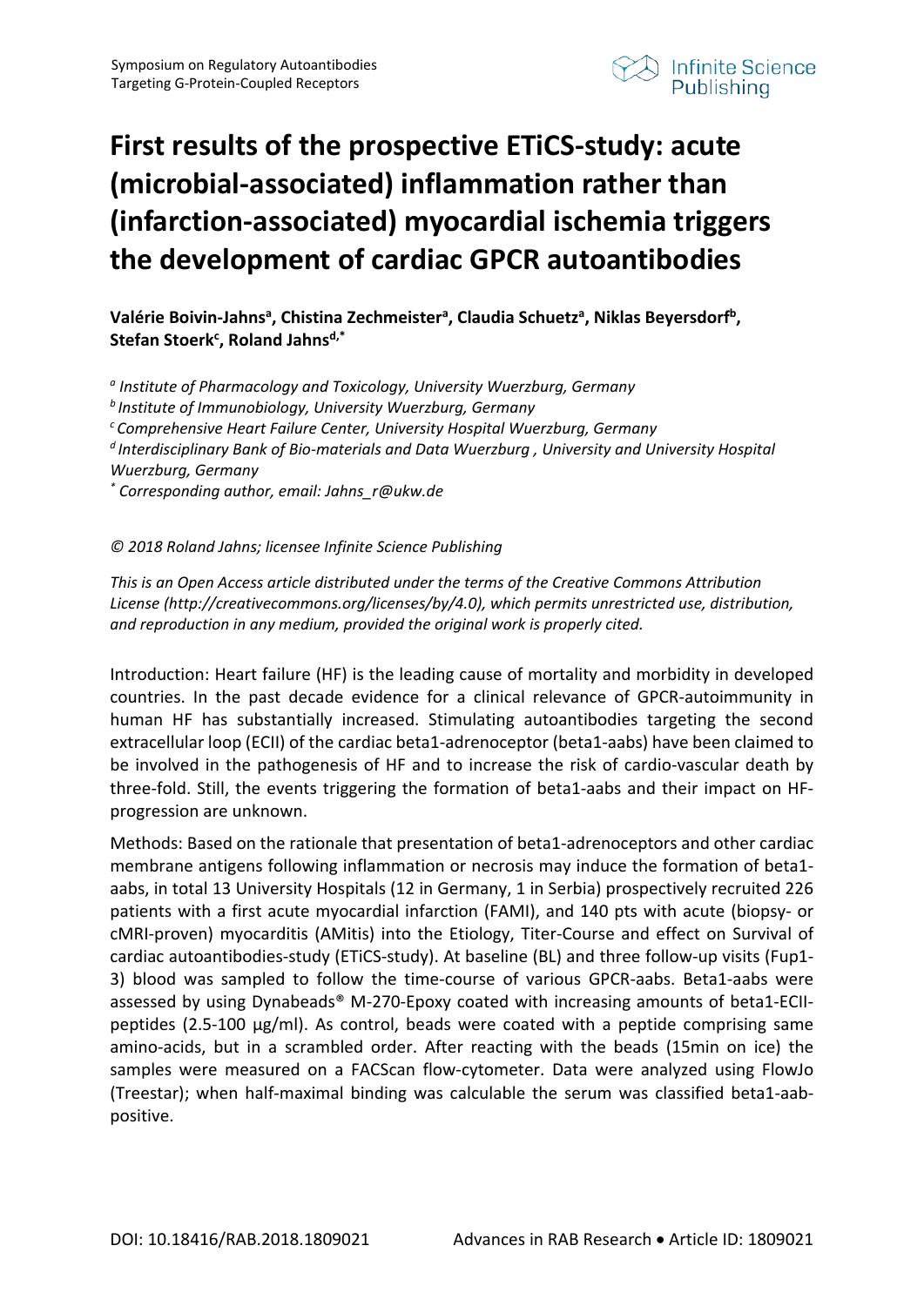# First results of the prospective ETiCS-study: acute (microbial-associated) inflammation rather than (infarction-associated) myocardial ischemia triggers the development of cardiac GPCR autoantibodies

**Valérie Boivin-Jahns[a], Christina Zechmeister[a], Claudia Schuetz[a], Niklas Beyersdorf[b], Stefan Stoerk[c], Roland Jahns[d,*]**

*[a] Institute of Pharmacology and Toxicology, University Wuerzburg, Germany*
*[b] Institute of Immunobiology, University Wuerzburg, Germany*
*[c] Comprehensive Heart Failure Center, University Hospital Wuerzburg, Germany*
*[d] Interdisciplinary Bank of Bio-materials and Data Wuerzburg , University and University Hospital Wuerzburg, Germany*
*[*] Corresponding author, email: Jahns_r@ukw.de*

*© 2018 Roland Jahns; licensee Infinite Science Publishing*

*This is an Open Access article distributed under the terms of the Creative Commons Attribution License (http://creativecommons.org/licenses/by/4.0), which permits unrestricted use, distribution, and reproduction in any medium, provided the original work is properly cited.*

Introduction: Heart failure (HF) is the leading cause of mortality and morbidity in developed countries. In the past decade evidence for a clinical relevance of GPCR-autoimmunity in human HF has substantially increased. Stimulating autoantibodies targeting the second extracellular loop (ECII) of the cardiac beta1-adrenoceptor (beta1-aabs) have been claimed to be involved in the pathogenesis of HF and to increase the risk of cardio-vascular death by three-fold. Still, the events triggering the formation of beta1-aabs and their impact on HF-progression are unknown.

Methods: Based on the rationale that presentation of beta1-adrenoceptors and other cardiac membrane antigens following inflammation or necrosis may induce the formation of beta1-aabs, in total 13 University Hospitals (12 in Germany, 1 in Serbia) prospectively recruited 226 patients with a first acute myocardial infarction (FAMI), and 140 pts with acute (biopsy- or cMRI-proven) myocarditis (AMitis) into the Etiology, Titer-Course and effect on Survival of cardiac autoantibodies-study (ETiCS-study). At baseline (BL) and three follow-up visits (Fup1-3) blood was sampled to follow the time-course of various GPCR-aabs. Beta1-aabs were assessed by using Dynabeads® M-270-Epoxy coated with increasing amounts of beta1-ECII-peptides (2.5-100 µg/ml). As control, beads were coated with a peptide comprising same amino-acids, but in a scrambled order. After reacting with the beads (15min on ice) the samples were measured on a FACScan flow-cytometer. Data were analyzed using FlowJo (Treestar); when half-maximal binding was calculable the serum was classified beta1-aab-positive.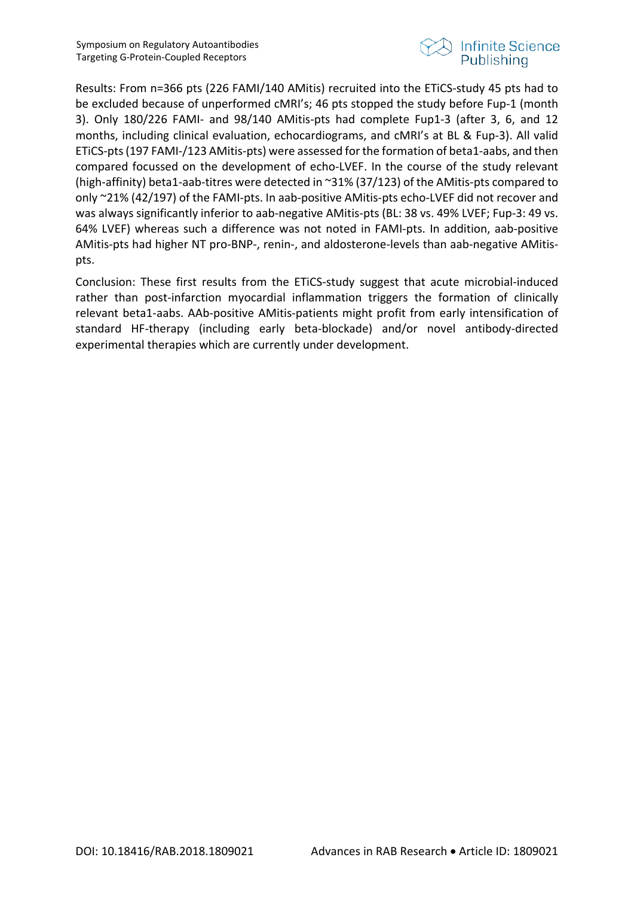Results: From n=366 pts (226 FAMI/140 AMitis) recruited into the ETiCS-study 45 pts had to be excluded because of unperformed cMRI's; 46 pts stopped the study before Fup-1 (month 3). Only 180/226 FAMI- and 98/140 AMitis-pts had complete Fup1-3 (after 3, 6, and 12 months, including clinical evaluation, echocardiograms, and cMRI's at BL & Fup-3). All valid ETiCS-pts (197 FAMI-/123 AMitis-pts) were assessed for the formation of beta1-aabs, and then compared focussed on the development of echo-LVEF. In the course of the study relevant (high-affinity) beta1-aab-titres were detected in ~31% (37/123) of the AMitis-pts compared to only ~21% (42/197) of the FAMI-pts. In aab-positive AMitis-pts echo-LVEF did not recover and was always significantly inferior to aab-negative AMitis-pts (BL: 38 vs. 49% LVEF; Fup-3: 49 vs. 64% LVEF) whereas such a difference was not noted in FAMI-pts. In addition, aab-positive AMitis-pts had higher NT pro-BNP-, renin-, and aldosterone-levels than aab-negative AMitis-pts.

Conclusion: These first results from the ETiCS-study suggest that acute microbial-induced rather than post-infarction myocardial inflammation triggers the formation of clinically relevant beta1-aabs. AAb-positive AMitis-patients might profit from early intensification of standard HF-therapy (including early beta-blockade) and/or novel antibody-directed experimental therapies which are currently under development.